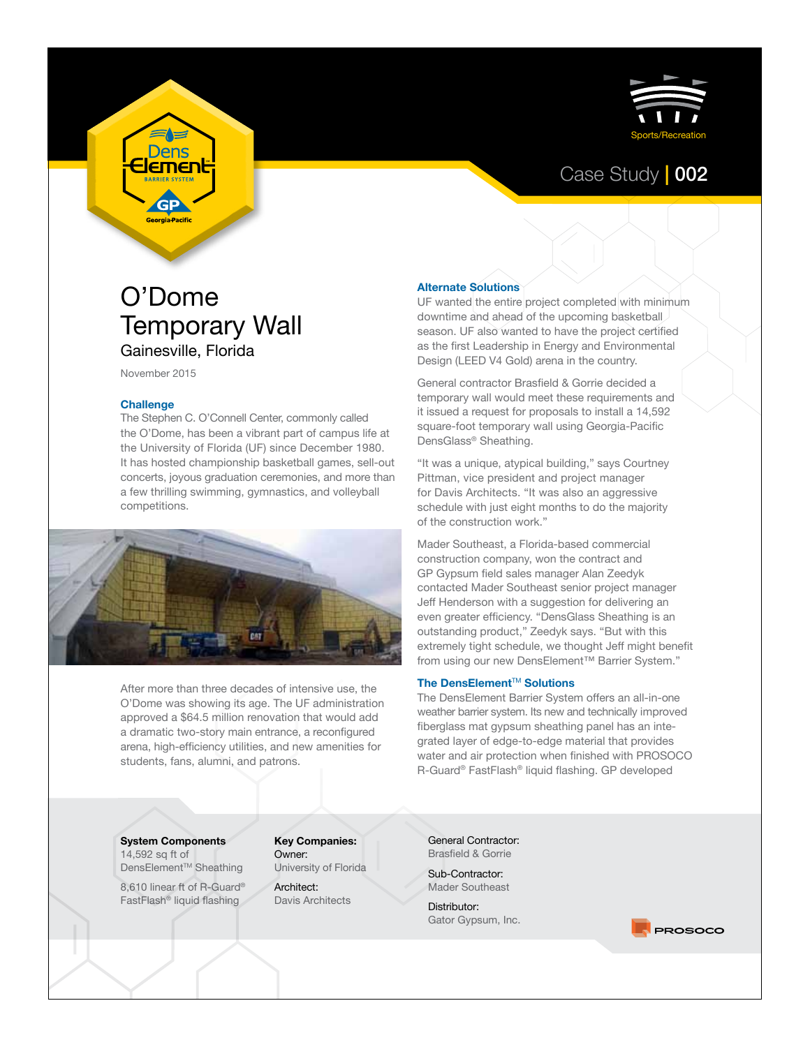Sports/Recreation

Case Study | 002

# O'Dome Temporary Wall

## Gainesville, Florida

November 2015

### Challenge

The Stephen C. O'Connell Center, commonly called the O'Dome, has been a vibrant part of campus life at the University of Florida (UF) since December 1980. It has hosted championship basketball games, sell-out concerts, joyous graduation ceremonies, and more than a few thrilling swimming, gymnastics, and volleyball competitions.

After more than three decades of intensive use, the O'Dome was showing its age. The UF administration approved a $64.5 million renovation that would add a dramatic two-story main entrance, a reconfigured arena, high-efficiency utilities, and new amenities for students, fans, alumni, and patrons.

### Alternate Solutions

UF wanted the entire project completed with minimum downtime and ahead of the upcoming basketball season. UF also wanted to have the project certified as the first Leadership in Energy and Environmental Design (LEED V4 Gold) arena in the country.

General contractor Brasfield & Gorrie decided a temporary wall would meet these requirements and it issued a request for proposals to install a 14,592 square-foot temporary wall using Georgia-Pacific DensGlass® Sheathing.

"It was a unique, atypical building," says Courtney Pittman, vice president and project manager for Davis Architects. "It was also an aggressive schedule with just eight months to do the majority of the construction work."

Mader Southeast, a Florida-based commercial construction company, won the contract and GP Gypsum field sales manager Alan Zeedyk contacted Mader Southeast senior project manager Jeff Henderson with a suggestion for delivering an even greater efficiency. "DensGlass Sheathing is an outstanding product," Zeedyk says. "But with this extremely tight schedule, we thought Jeff might benefit from using our new DensElement™ Barrier System."

### The DensElement™ Solutions

The DensElement Barrier System offers an all-in-one weather barrier system. Its new and technically improved fiberglass mat gypsum sheathing panel has an integrated layer of edge-to-edge material that provides water and air protection when finished with PROSOCO R-Guard® FastFlash® liquid flashing. GP developed

**System Components**
14,592 sq ft of DensElement™ Sheathing

8,610 linear ft of R-Guard® FastFlash® liquid flashing

**Key Companies:**
Owner:
University of Florida

Architect:
Davis Architects

General Contractor:
Brasfield & Gorrie

Sub-Contractor:
Mader Southeast

Distributor:
Gator Gypsum, Inc.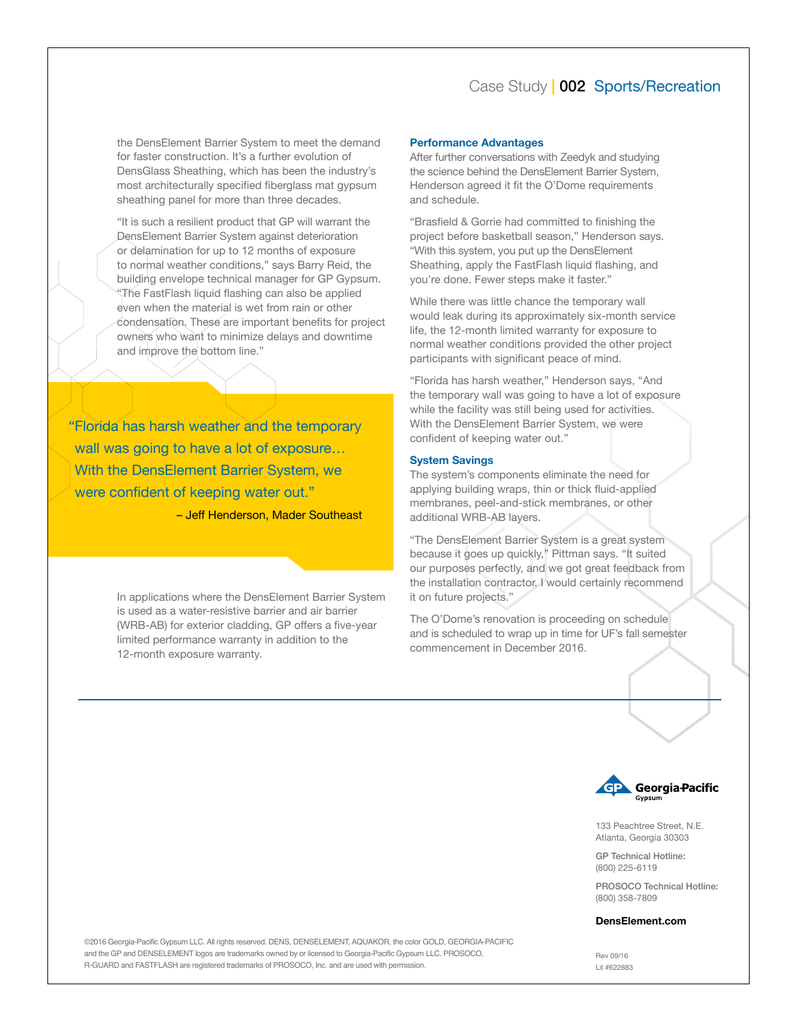the DensElement Barrier System to meet the demand for faster construction. It's a further evolution of DensGlass Sheathing, which has been the industry's most architecturally specified fiberglass mat gypsum sheathing panel for more than three decades.

"It is such a resilient product that GP will warrant the DensElement Barrier System against deterioration or delamination for up to 12 months of exposure to normal weather conditions," says Barry Reid, the building envelope technical manager for GP Gypsum. "The FastFlash liquid flashing can also be applied even when the material is wet from rain or other condensation. These are important benefits for project owners who want to minimize delays and downtime and improve the bottom line."

> "Florida has harsh weather and the temporary wall was going to have a lot of exposure… With the DensElement Barrier System, we were confident of keeping water out."
>
> – Jeff Henderson, Mader Southeast

In applications where the DensElement Barrier System is used as a water-resistive barrier and air barrier (WRB-AB) for exterior cladding, GP offers a five-year limited performance warranty in addition to the 12-month exposure warranty.

### Performance Advantages

After further conversations with Zeedyk and studying the science behind the DensElement Barrier System, Henderson agreed it fit the O'Dome requirements and schedule.

"Brasfield & Gorrie had committed to finishing the project before basketball season," Henderson says. "With this system, you put up the DensElement Sheathing, apply the FastFlash liquid flashing, and you're done. Fewer steps make it faster."

While there was little chance the temporary wall would leak during its approximately six-month service life, the 12-month limited warranty for exposure to normal weather conditions provided the other project participants with significant peace of mind.

"Florida has harsh weather," Henderson says, "And the temporary wall was going to have a lot of exposure while the facility was still being used for activities. With the DensElement Barrier System, we were confident of keeping water out."

### System Savings

The system's components eliminate the need for applying building wraps, thin or thick fluid-applied membranes, peel-and-stick membranes, or other additional WRB-AB layers.

"The DensElement Barrier System is a great system because it goes up quickly," Pittman says. "It suited our purposes perfectly, and we got great feedback from the installation contractor. I would certainly recommend it on future projects."

The O'Dome's renovation is proceeding on schedule and is scheduled to wrap up in time for UF's fall semester commencement in December 2016.

---

**Georgia-Pacific** Gypsum

133 Peachtree Street, N.E.
Atlanta, Georgia 30303

GP Technical Hotline:
(800) 225-6119

PROSOCO Technical Hotline:
(800) 358-7809

**DensElement.com**

©2016 Georgia-Pacific Gypsum LLC. All rights reserved. DENS, DENSELEMENT, AQUAKOR, the color GOLD, GEORGIA-PACIFIC and the GP and DENSELEMENT logos are trademarks owned by or licensed to Georgia-Pacific Gypsum LLC. PROSOCO, R-GUARD and FASTFLASH are registered trademarks of PROSOCO, Inc. and are used with permission.

Rev 09/16
Lit #622883